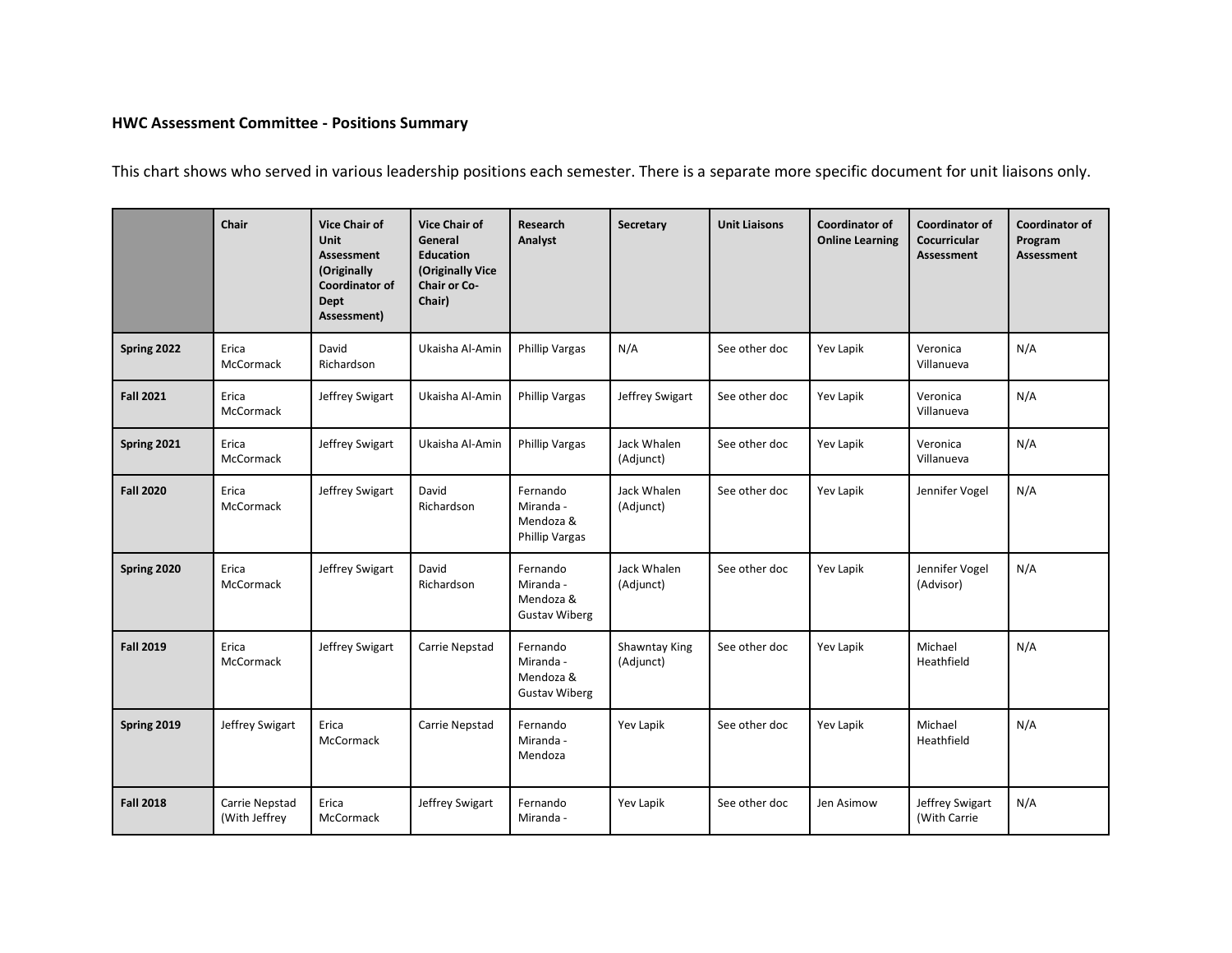**HWC Assessment Committee - Positions Summary**

This chart shows who served in various leadership positions each semester. There is a separate more specific document for unit liaisons only.

| | Chair | Vice Chair of Unit Assessment (Originally Coordinator of Dept Assessment) | Vice Chair of General Education (Originally Vice Chair or Co-Chair) | Research Analyst | Secretary | Unit Liaisons | Coordinator of Online Learning | Coordinator of Cocurricular Assessment | Coordinator of Program Assessment |
|---|---|---|---|---|---|---|---|---|---|
| **Spring 2022** | Erica McCormack | David Richardson | Ukaisha Al-Amin | Phillip Vargas | N/A | See other doc | Yev Lapik | Veronica Villanueva | N/A |
| **Fall 2021** | Erica McCormack | Jeffrey Swigart | Ukaisha Al-Amin | Phillip Vargas | Jeffrey Swigart | See other doc | Yev Lapik | Veronica Villanueva | N/A |
| **Spring 2021** | Erica McCormack | Jeffrey Swigart | Ukaisha Al-Amin | Phillip Vargas | Jack Whalen (Adjunct) | See other doc | Yev Lapik | Veronica Villanueva | N/A |
| **Fall 2020** | Erica McCormack | Jeffrey Swigart | David Richardson | Fernando Miranda - Mendoza & Phillip Vargas | Jack Whalen (Adjunct) | See other doc | Yev Lapik | Jennifer Vogel | N/A |
| **Spring 2020** | Erica McCormack | Jeffrey Swigart | David Richardson | Fernando Miranda - Mendoza & Gustav Wiberg | Jack Whalen (Adjunct) | See other doc | Yev Lapik | Jennifer Vogel (Advisor) | N/A |
| **Fall 2019** | Erica McCormack | Jeffrey Swigart | Carrie Nepstad | Fernando Miranda - Mendoza & Gustav Wiberg | Shawntay King (Adjunct) | See other doc | Yev Lapik | Michael Heathfield | N/A |
| **Spring 2019** | Jeffrey Swigart | Erica McCormack | Carrie Nepstad | Fernando Miranda - Mendoza | Yev Lapik | See other doc | Yev Lapik | Michael Heathfield | N/A |
| **Fall 2018** | Carrie Nepstad (With Jeffrey | Erica McCormack | Jeffrey Swigart | Fernando Miranda - | Yev Lapik | See other doc | Jen Asimow | Jeffrey Swigart (With Carrie | N/A |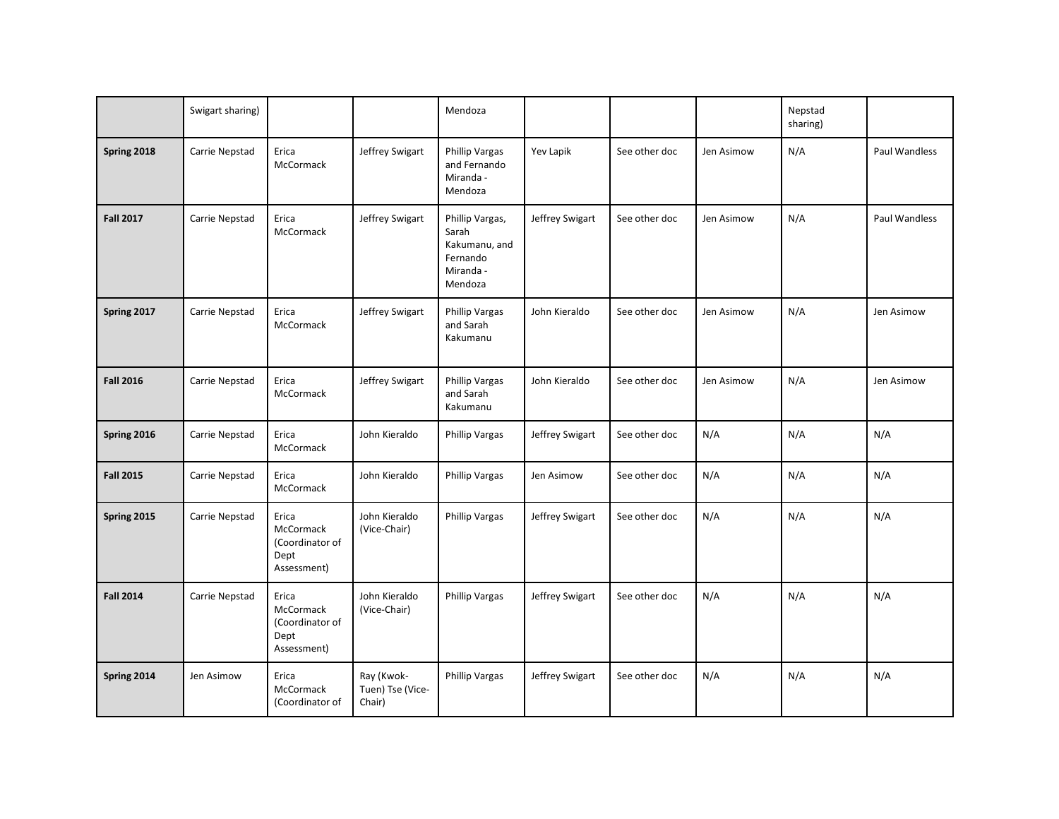| | | | | | | | | | |
|---|---|---|---|---|---|---|---|---|---|
| | Swigart sharing) | | | Mendoza | | | | Nepstad sharing) | |
| **Spring 2018** | Carrie Nepstad | Erica McCormack | Jeffrey Swigart | Phillip Vargas and Fernando Miranda - Mendoza | Yev Lapik | See other doc | Jen Asimow | N/A | Paul Wandless |
| **Fall 2017** | Carrie Nepstad | Erica McCormack | Jeffrey Swigart | Phillip Vargas, Sarah Kakumanu, and Fernando Miranda - Mendoza | Jeffrey Swigart | See other doc | Jen Asimow | N/A | Paul Wandless |
| **Spring 2017** | Carrie Nepstad | Erica McCormack | Jeffrey Swigart | Phillip Vargas and Sarah Kakumanu | John Kieraldo | See other doc | Jen Asimow | N/A | Jen Asimow |
| **Fall 2016** | Carrie Nepstad | Erica McCormack | Jeffrey Swigart | Phillip Vargas and Sarah Kakumanu | John Kieraldo | See other doc | Jen Asimow | N/A | Jen Asimow |
| **Spring 2016** | Carrie Nepstad | Erica McCormack | John Kieraldo | Phillip Vargas | Jeffrey Swigart | See other doc | N/A | N/A | N/A |
| **Fall 2015** | Carrie Nepstad | Erica McCormack | John Kieraldo | Phillip Vargas | Jen Asimow | See other doc | N/A | N/A | N/A |
| **Spring 2015** | Carrie Nepstad | Erica McCormack (Coordinator of Dept Assessment) | John Kieraldo (Vice-Chair) | Phillip Vargas | Jeffrey Swigart | See other doc | N/A | N/A | N/A |
| **Fall 2014** | Carrie Nepstad | Erica McCormack (Coordinator of Dept Assessment) | John Kieraldo (Vice-Chair) | Phillip Vargas | Jeffrey Swigart | See other doc | N/A | N/A | N/A |
| **Spring 2014** | Jen Asimow | Erica McCormack (Coordinator of | Ray (Kwok-Tuen) Tse (Vice-Chair) | Phillip Vargas | Jeffrey Swigart | See other doc | N/A | N/A | N/A |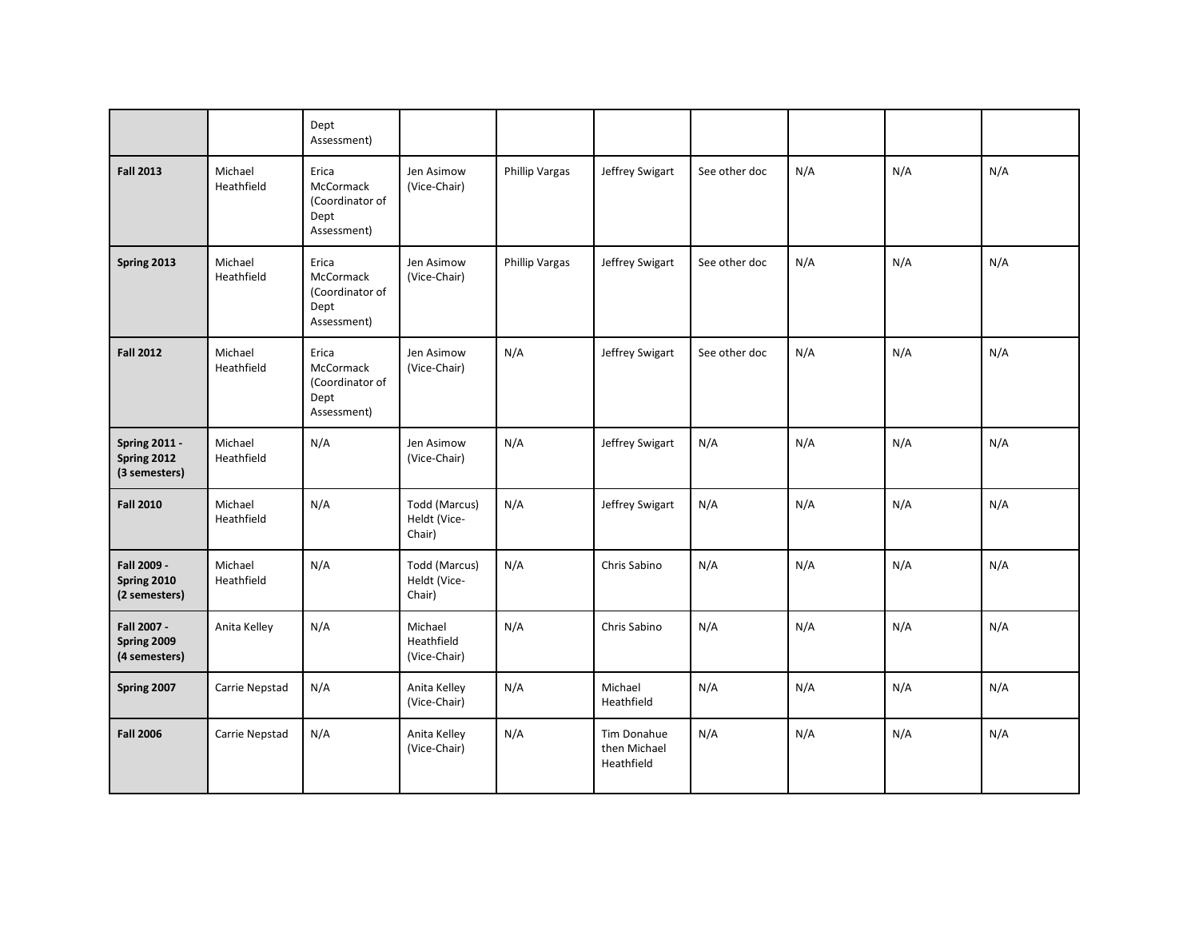| | | Dept Assessment) | | | | | | | |
|---|---|---|---|---|---|---|---|---|---|
| **Fall 2013** | Michael Heathfield | Erica McCormack (Coordinator of Dept Assessment) | Jen Asimow (Vice-Chair) | Phillip Vargas | Jeffrey Swigart | See other doc | N/A | N/A | N/A |
| **Spring 2013** | Michael Heathfield | Erica McCormack (Coordinator of Dept Assessment) | Jen Asimow (Vice-Chair) | Phillip Vargas | Jeffrey Swigart | See other doc | N/A | N/A | N/A |
| **Fall 2012** | Michael Heathfield | Erica McCormack (Coordinator of Dept Assessment) | Jen Asimow (Vice-Chair) | N/A | Jeffrey Swigart | See other doc | N/A | N/A | N/A |
| **Spring 2011 - Spring 2012 (3 semesters)** | Michael Heathfield | N/A | Jen Asimow (Vice-Chair) | N/A | Jeffrey Swigart | N/A | N/A | N/A | N/A |
| **Fall 2010** | Michael Heathfield | N/A | Todd (Marcus) Heldt (Vice-Chair) | N/A | Jeffrey Swigart | N/A | N/A | N/A | N/A |
| **Fall 2009 - Spring 2010 (2 semesters)** | Michael Heathfield | N/A | Todd (Marcus) Heldt (Vice-Chair) | N/A | Chris Sabino | N/A | N/A | N/A | N/A |
| **Fall 2007 - Spring 2009 (4 semesters)** | Anita Kelley | N/A | Michael Heathfield (Vice-Chair) | N/A | Chris Sabino | N/A | N/A | N/A | N/A |
| **Spring 2007** | Carrie Nepstad | N/A | Anita Kelley (Vice-Chair) | N/A | Michael Heathfield | N/A | N/A | N/A | N/A |
| **Fall 2006** | Carrie Nepstad | N/A | Anita Kelley (Vice-Chair) | N/A | Tim Donahue then Michael Heathfield | N/A | N/A | N/A | N/A |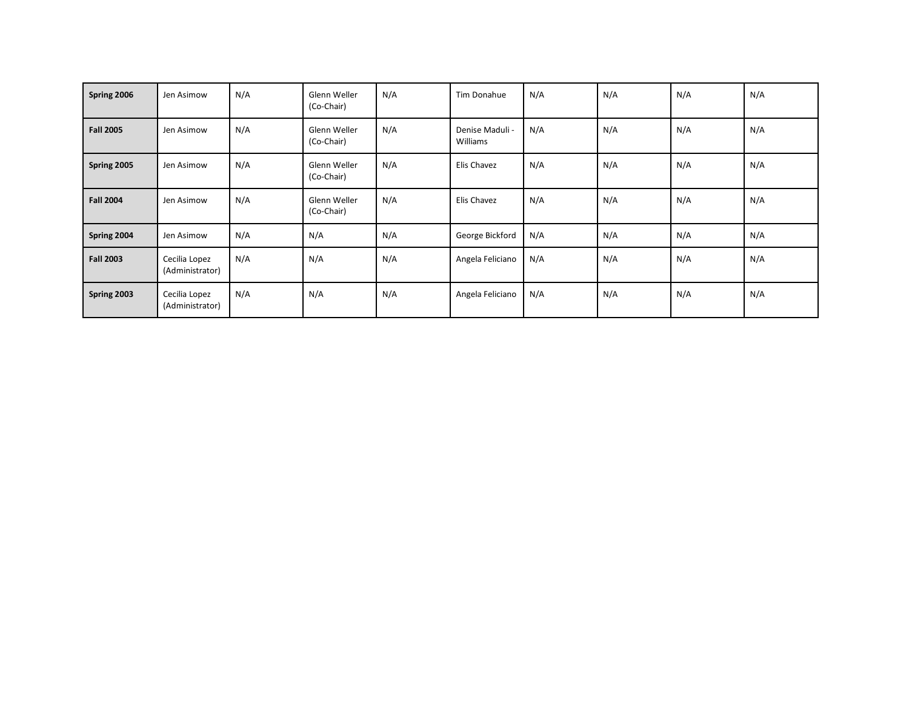| | | | | | | | | | |
|---|---|---|---|---|---|---|---|---|---|
| **Spring 2006** | Jen Asimow | N/A | Glenn Weller (Co-Chair) | N/A | Tim Donahue | N/A | N/A | N/A | N/A |
| **Fall 2005** | Jen Asimow | N/A | Glenn Weller (Co-Chair) | N/A | Denise Maduli - Williams | N/A | N/A | N/A | N/A |
| **Spring 2005** | Jen Asimow | N/A | Glenn Weller (Co-Chair) | N/A | Elis Chavez | N/A | N/A | N/A | N/A |
| **Fall 2004** | Jen Asimow | N/A | Glenn Weller (Co-Chair) | N/A | Elis Chavez | N/A | N/A | N/A | N/A |
| **Spring 2004** | Jen Asimow | N/A | N/A | N/A | George Bickford | N/A | N/A | N/A | N/A |
| **Fall 2003** | Cecilia Lopez (Administrator) | N/A | N/A | N/A | Angela Feliciano | N/A | N/A | N/A | N/A |
| **Spring 2003** | Cecilia Lopez (Administrator) | N/A | N/A | N/A | Angela Feliciano | N/A | N/A | N/A | N/A |